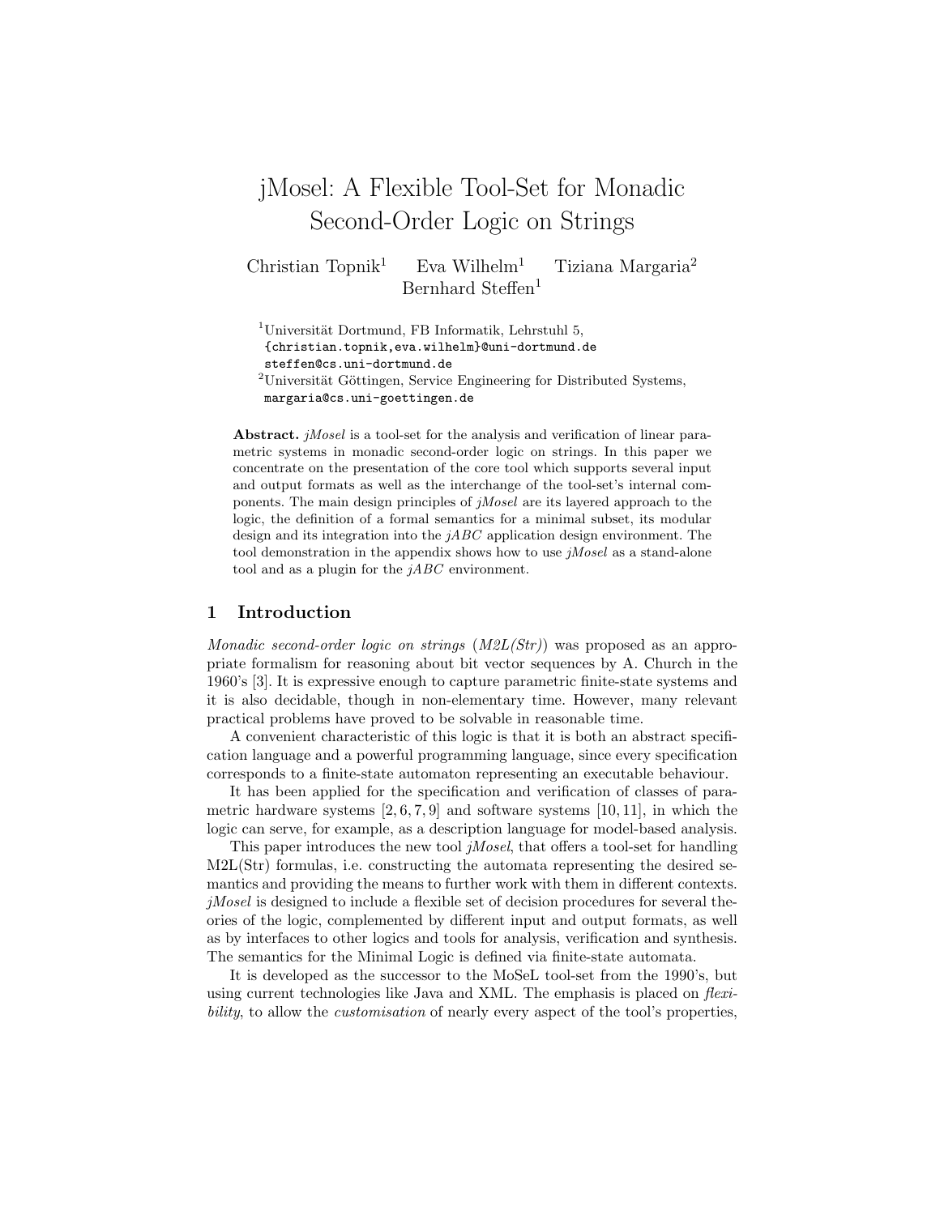# jMosel: A Flexible Tool-Set for Monadic Second-Order Logic on Strings

Christian Topnik[1] Eva Wilhelm[1] Tiziana Margaria[2] Bernhard Steffen[1]

[1]Universität Dortmund, FB Informatik, Lehrstuhl 5,
{christian.topnik,eva.wilhelm}@uni-dortmund.de
steffen@cs.uni-dortmund.de

[2]Universität Göttingen, Service Engineering for Distributed Systems,
margaria@cs.uni-goettingen.de

**Abstract.** *jMosel* is a tool-set for the analysis and verification of linear parametric systems in monadic second-order logic on strings. In this paper we concentrate on the presentation of the core tool which supports several input and output formats as well as the interchange of the tool-set's internal components. The main design principles of *jMosel* are its layered approach to the logic, the definition of a formal semantics for a minimal subset, its modular design and its integration into the *jABC* application design environment. The tool demonstration in the appendix shows how to use *jMosel* as a stand-alone tool and as a plugin for the *jABC* environment.

## 1 Introduction

*Monadic second-order logic on strings* (*M2L(Str)*) was proposed as an appropriate formalism for reasoning about bit vector sequences by A. Church in the 1960's [3]. It is expressive enough to capture parametric finite-state systems and it is also decidable, though in non-elementary time. However, many relevant practical problems have proved to be solvable in reasonable time.

A convenient characteristic of this logic is that it is both an abstract specification language and a powerful programming language, since every specification corresponds to a finite-state automaton representing an executable behaviour.

It has been applied for the specification and verification of classes of parametric hardware systems [2, 6, 7, 9] and software systems [10, 11], in which the logic can serve, for example, as a description language for model-based analysis.

This paper introduces the new tool *jMosel*, that offers a tool-set for handling M2L(Str) formulas, i.e. constructing the automata representing the desired semantics and providing the means to further work with them in different contexts. *jMosel* is designed to include a flexible set of decision procedures for several theories of the logic, complemented by different input and output formats, as well as by interfaces to other logics and tools for analysis, verification and synthesis. The semantics for the Minimal Logic is defined via finite-state automata.

It is developed as the successor to the MoSeL tool-set from the 1990's, but using current technologies like Java and XML. The emphasis is placed on *flexibility*, to allow the *customisation* of nearly every aspect of the tool's properties,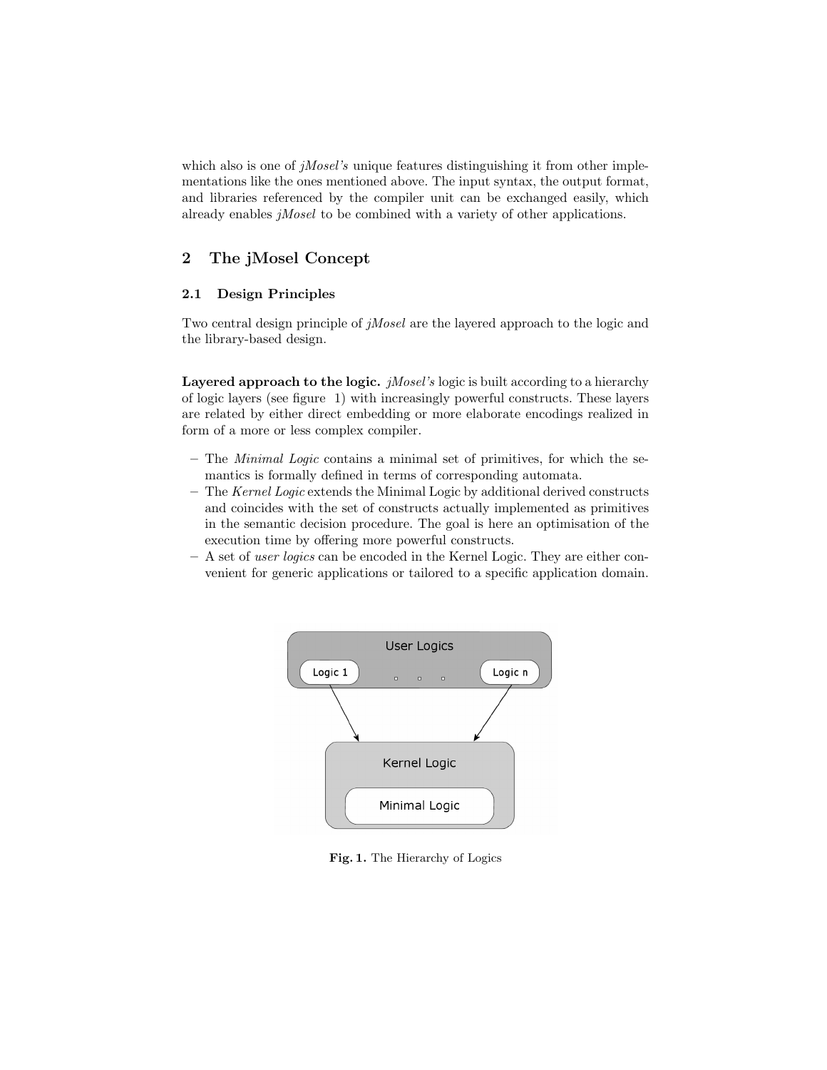which also is one of *jMosel's* unique features distinguishing it from other implementations like the ones mentioned above. The input syntax, the output format, and libraries referenced by the compiler unit can be exchanged easily, which already enables *jMosel* to be combined with a variety of other applications.

## 2 The jMosel Concept

### 2.1 Design Principles

Two central design principle of *jMosel* are the layered approach to the logic and the library-based design.

**Layered approach to the logic.** *jMosel's* logic is built according to a hierarchy of logic layers (see figure 1) with increasingly powerful constructs. These layers are related by either direct embedding or more elaborate encodings realized in form of a more or less complex compiler.

- The *Minimal Logic* contains a minimal set of primitives, for which the semantics is formally defined in terms of corresponding automata.
- The *Kernel Logic* extends the Minimal Logic by additional derived constructs and coincides with the set of constructs actually implemented as primitives in the semantic decision procedure. The goal is here an optimisation of the execution time by offering more powerful constructs.
- A set of *user logics* can be encoded in the Kernel Logic. They are either convenient for generic applications or tailored to a specific application domain.

**Fig. 1.** The Hierarchy of Logics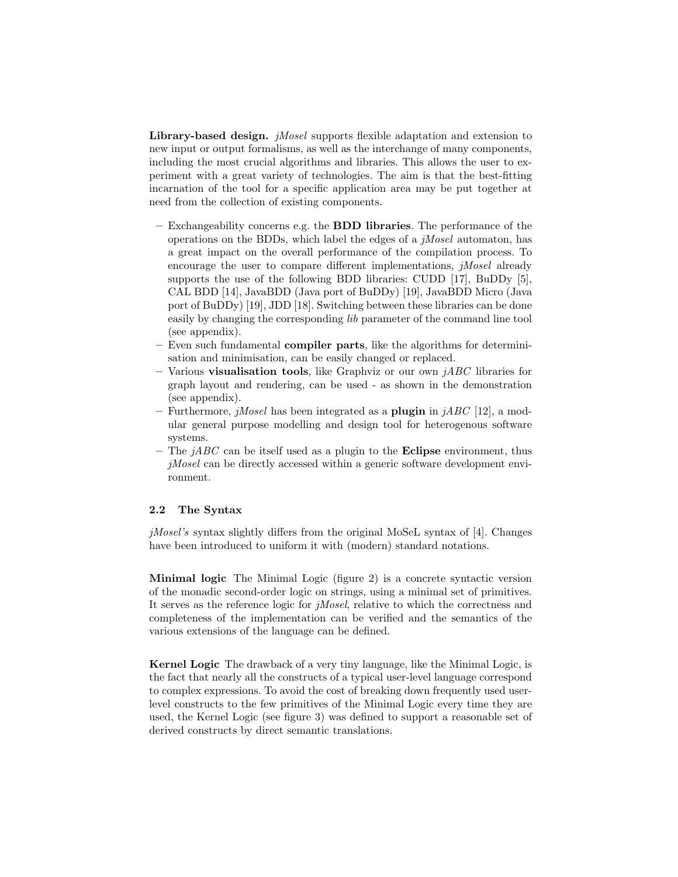**Library-based design.** *jMosel* supports flexible adaptation and extension to new input or output formalisms, as well as the interchange of many components, including the most crucial algorithms and libraries. This allows the user to experiment with a great variety of technologies. The aim is that the best-fitting incarnation of the tool for a specific application area may be put together at need from the collection of existing components.

- Exchangeability concerns e.g. the **BDD libraries**. The performance of the operations on the BDDs, which label the edges of a *jMosel* automaton, has a great impact on the overall performance of the compilation process. To encourage the user to compare different implementations, *jMosel* already supports the use of the following BDD libraries: CUDD [17], BuDDy [5], CAL BDD [14], JavaBDD (Java port of BuDDy) [19], JavaBDD Micro (Java port of BuDDy) [19], JDD [18]. Switching between these libraries can be done easily by changing the corresponding *lib* parameter of the command line tool (see appendix).
- Even such fundamental **compiler parts**, like the algorithms for determinisation and minimisation, can be easily changed or replaced.
- Various **visualisation tools**, like Graphviz or our own *jABC* libraries for graph layout and rendering, can be used - as shown in the demonstration (see appendix).
- Furthermore, *jMosel* has been integrated as a **plugin** in *jABC* [12], a modular general purpose modelling and design tool for heterogenous software systems.
- The *jABC* can be itself used as a plugin to the **Eclipse** environment, thus *jMosel* can be directly accessed within a generic software development environment.

### 2.2 The Syntax

*jMosel's* syntax slightly differs from the original MoSeL syntax of [4]. Changes have been introduced to uniform it with (modern) standard notations.

**Minimal logic** The Minimal Logic (figure 2) is a concrete syntactic version of the monadic second-order logic on strings, using a minimal set of primitives. It serves as the reference logic for *jMosel*, relative to which the correctness and completeness of the implementation can be verified and the semantics of the various extensions of the language can be defined.

**Kernel Logic** The drawback of a very tiny language, like the Minimal Logic, is the fact that nearly all the constructs of a typical user-level language correspond to complex expressions. To avoid the cost of breaking down frequently used user-level constructs to the few primitives of the Minimal Logic every time they are used, the Kernel Logic (see figure 3) was defined to support a reasonable set of derived constructs by direct semantic translations.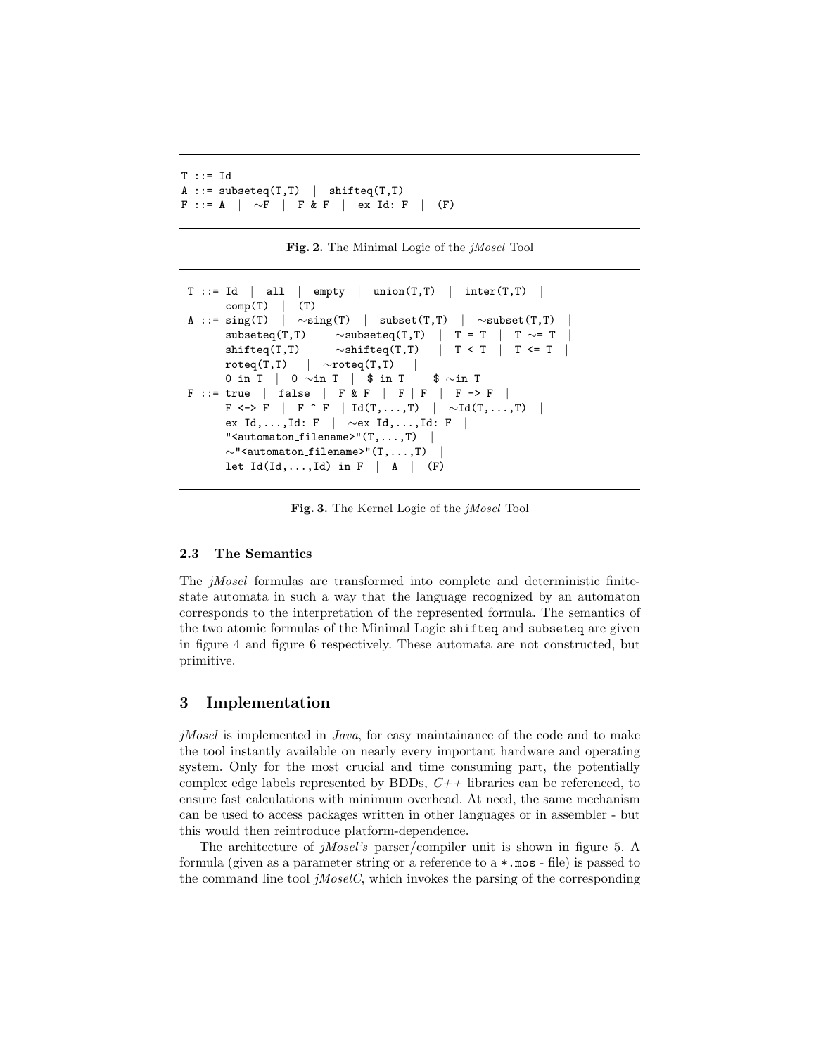```
T ::= Id
A ::= subseteq(T,T)  |  shifteq(T,T)
F ::= A  |  ~F  |  F & F  |  ex Id: F  |  (F)
```

**Fig. 2.** The Minimal Logic of the *jMosel* Tool

```
T ::= Id  |  all  |  empty  |  union(T,T)  |  inter(T,T)  |
      comp(T)  |  (T)
A ::= sing(T)  |  ~sing(T)  |  subset(T,T)  |  ~subset(T,T)  |
      subseteq(T,T)  |  ~subseteq(T,T)  |  T = T  |  T ~= T  |
      shifteq(T,T)   |  ~shifteq(T,T)   |  T < T  |  T <= T  |
      roteq(T,T)   |  ~roteq(T,T)   |
      0 in T  |  0 ~in T  |  $ in T  |  $ ~in T
F ::= true  |  false  |  F & F  |  F | F  |  F -> F  |
      F <-> F  |  F ^ F  | Id(T,...,T)  |  ~Id(T,...,T)  |
      ex Id,...,Id: F  |  ~ex Id,...,Id: F  |
      "<automaton_filename>"(T,...,T)  |
      ~"<automaton_filename>"(T,...,T)  |
      let Id(Id,...,Id) in F  |  A  |  (F)
```

**Fig. 3.** The Kernel Logic of the *jMosel* Tool

### 2.3 The Semantics

The *jMosel* formulas are transformed into complete and deterministic finite-state automata in such a way that the language recognized by an automaton corresponds to the interpretation of the represented formula. The semantics of the two atomic formulas of the Minimal Logic `shifteq` and `subseteq` are given in figure 4 and figure 6 respectively. These automata are not constructed, but primitive.

## 3 Implementation

*jMosel* is implemented in *Java*, for easy maintainance of the code and to make the tool instantly available on nearly every important hardware and operating system. Only for the most crucial and time consuming part, the potentially complex edge labels represented by BDDs, *C++* libraries can be referenced, to ensure fast calculations with minimum overhead. At need, the same mechanism can be used to access packages written in other languages or in assembler - but this would then reintroduce platform-dependence.

The architecture of *jMosel's* parser/compiler unit is shown in figure 5. A formula (given as a parameter string or a reference to a *.mos - file) is passed to the command line tool *jMoselC*, which invokes the parsing of the corresponding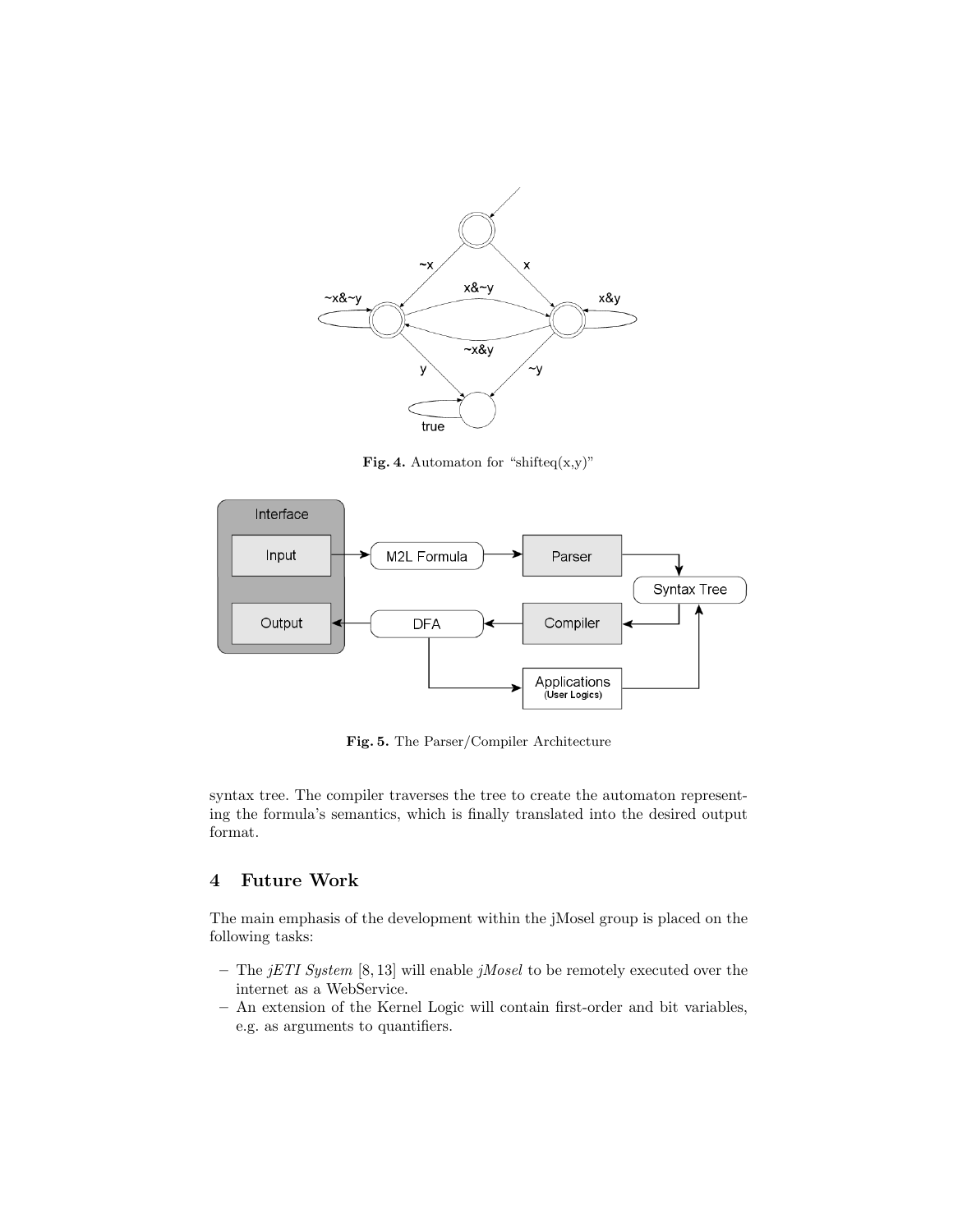**Fig. 4.** Automaton for "shifteq(x,y)"

**Fig. 5.** The Parser/Compiler Architecture

syntax tree. The compiler traverses the tree to create the automaton representing the formula's semantics, which is finally translated into the desired output format.

## 4 Future Work

The main emphasis of the development within the jMosel group is placed on the following tasks:

- The *jETI System* [8, 13] will enable *jMosel* to be remotely executed over the internet as a WebService.
- An extension of the Kernel Logic will contain first-order and bit variables, e.g. as arguments to quantifiers.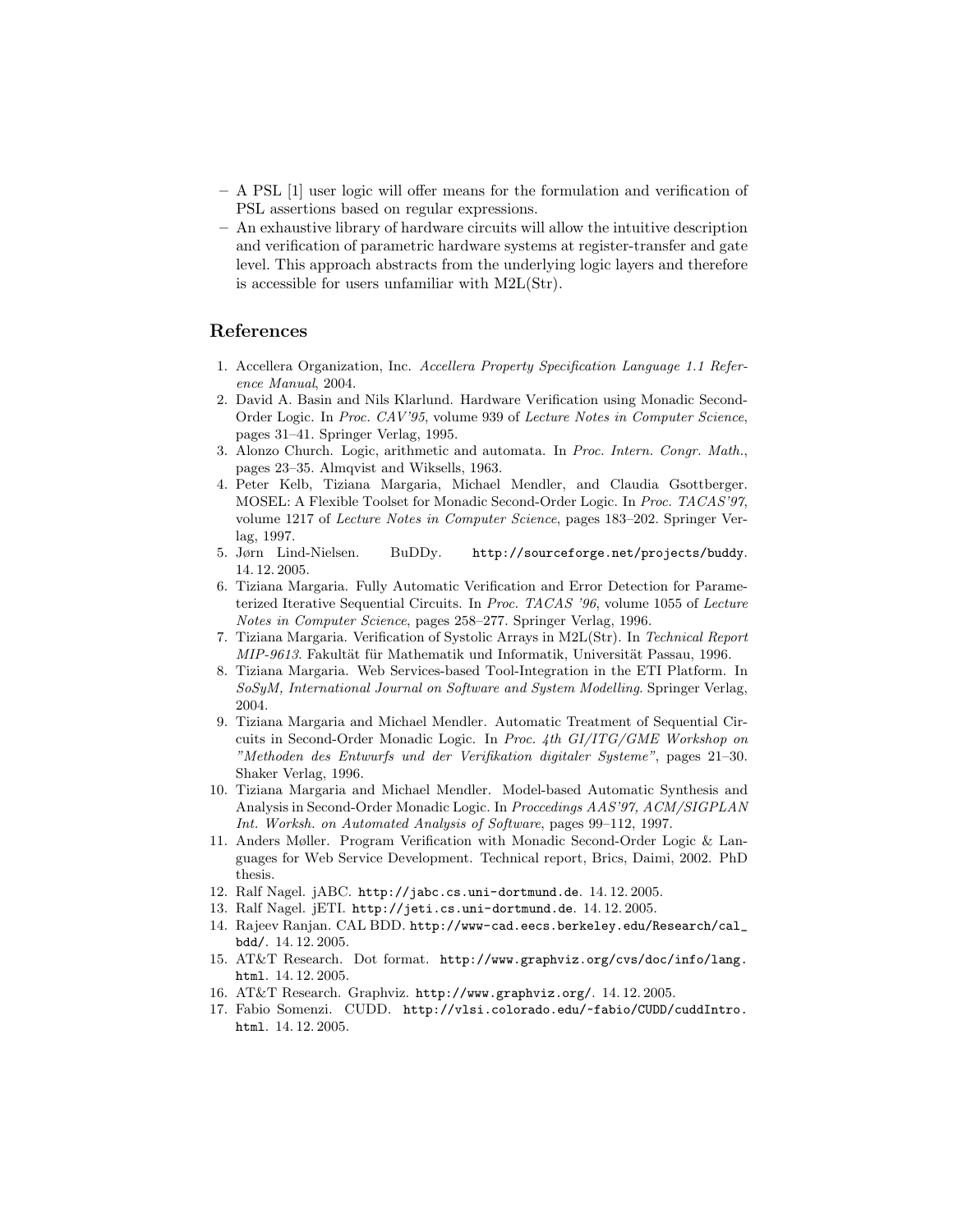– A PSL [1] user logic will offer means for the formulation and verification of PSL assertions based on regular expressions.
– An exhaustive library of hardware circuits will allow the intuitive description and verification of parametric hardware systems at register-transfer and gate level. This approach abstracts from the underlying logic layers and therefore is accessible for users unfamiliar with M2L(Str).

## References

1. Accellera Organization, Inc. *Accellera Property Specification Language 1.1 Reference Manual*, 2004.
2. David A. Basin and Nils Klarlund. Hardware Verification using Monadic Second-Order Logic. In *Proc. CAV'95*, volume 939 of *Lecture Notes in Computer Science*, pages 31–41. Springer Verlag, 1995.
3. Alonzo Church. Logic, arithmetic and automata. In *Proc. Intern. Congr. Math.*, pages 23–35. Almqvist and Wiksells, 1963.
4. Peter Kelb, Tiziana Margaria, Michael Mendler, and Claudia Gsottberger. MOSEL: A Flexible Toolset for Monadic Second-Order Logic. In *Proc. TACAS'97*, volume 1217 of *Lecture Notes in Computer Science*, pages 183–202. Springer Verlag, 1997.
5. Jørn Lind-Nielsen. BuDDy. `http://sourceforge.net/projects/buddy`. 14. 12. 2005.
6. Tiziana Margaria. Fully Automatic Verification and Error Detection for Parameterized Iterative Sequential Circuits. In *Proc. TACAS '96*, volume 1055 of *Lecture Notes in Computer Science*, pages 258–277. Springer Verlag, 1996.
7. Tiziana Margaria. Verification of Systolic Arrays in M2L(Str). In *Technical Report MIP-9613*. Fakultät für Mathematik und Informatik, Universität Passau, 1996.
8. Tiziana Margaria. Web Services-based Tool-Integration in the ETI Platform. In *SoSyM, International Journal on Software and System Modelling*. Springer Verlag, 2004.
9. Tiziana Margaria and Michael Mendler. Automatic Treatment of Sequential Circuits in Second-Order Monadic Logic. In *Proc. 4th GI/ITG/GME Workshop on "Methoden des Entwurfs und der Verifikation digitaler Systeme"*, pages 21–30. Shaker Verlag, 1996.
10. Tiziana Margaria and Michael Mendler. Model-based Automatic Synthesis and Analysis in Second-Order Monadic Logic. In *Proccedings AAS'97, ACM/SIGPLAN Int. Worksh. on Automated Analysis of Software*, pages 99–112, 1997.
11. Anders Møller. Program Verification with Monadic Second-Order Logic & Languages for Web Service Development. Technical report, Brics, Daimi, 2002. PhD thesis.
12. Ralf Nagel. jABC. `http://jabc.cs.uni-dortmund.de`. 14. 12. 2005.
13. Ralf Nagel. jETI. `http://jeti.cs.uni-dortmund.de`. 14. 12. 2005.
14. Rajeev Ranjan. CAL BDD. `http://www-cad.eecs.berkeley.edu/Research/cal_bdd/`. 14. 12. 2005.
15. AT&T Research. Dot format. `http://www.graphviz.org/cvs/doc/info/lang.html`. 14. 12. 2005.
16. AT&T Research. Graphviz. `http://www.graphviz.org/`. 14. 12. 2005.
17. Fabio Somenzi. CUDD. `http://vlsi.colorado.edu/~fabio/CUDD/cuddIntro.html`. 14. 12. 2005.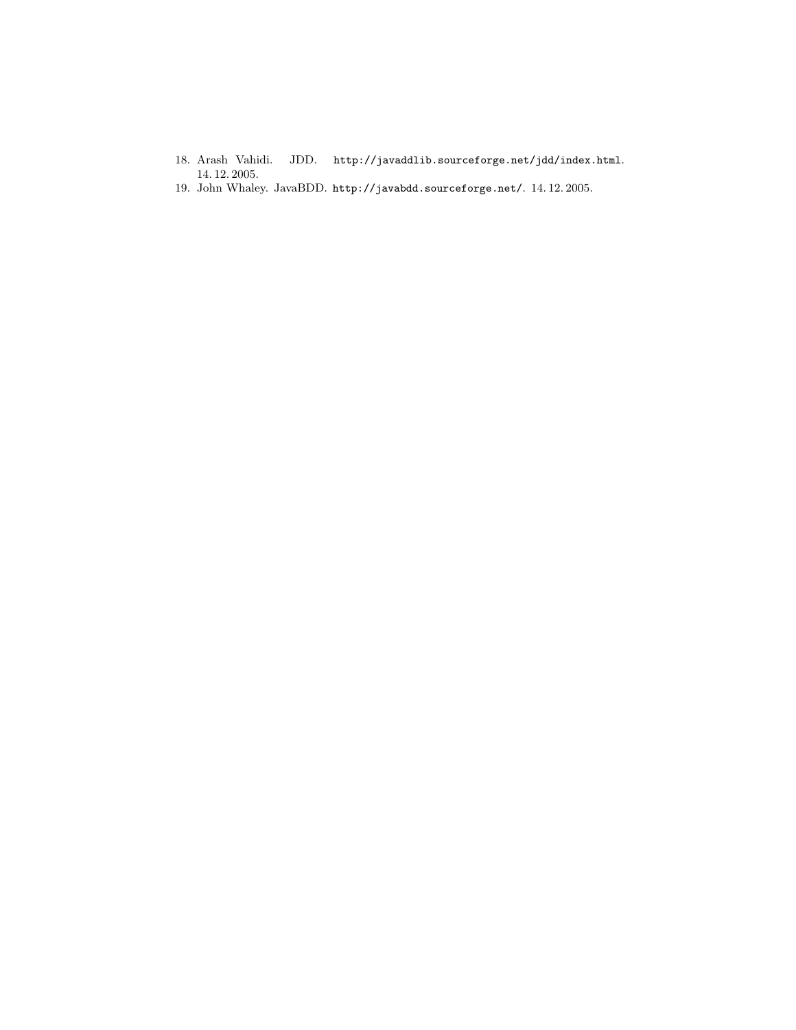18. Arash Vahidi. JDD. http://javaddlib.sourceforge.net/jdd/index.html. 14. 12. 2005.
19. John Whaley. JavaBDD. http://javabdd.sourceforge.net/. 14. 12. 2005.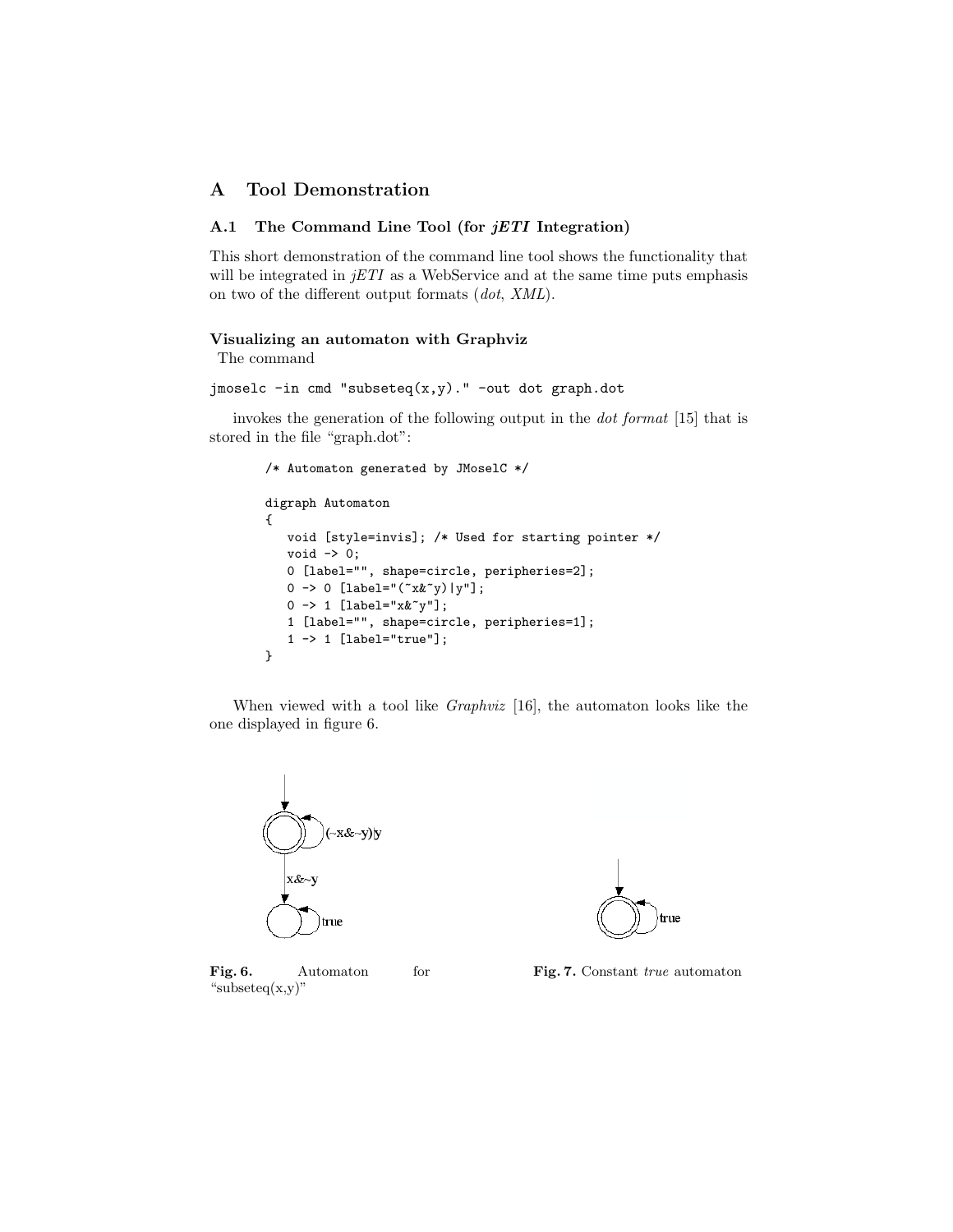# A Tool Demonstration

## A.1 The Command Line Tool (for *jETI* Integration)

This short demonstration of the command line tool shows the functionality that will be integrated in *jETI* as a WebService and at the same time puts emphasis on two of the different output formats (*dot*, *XML*).

### Visualizing an automaton with Graphviz

The command

```
jmoselc -in cmd "subseteq(x,y)." -out dot graph.dot
```

invokes the generation of the following output in the *dot format* [15] that is stored in the file "graph.dot":

```
/* Automaton generated by JMoselC */

digraph Automaton
{
   void [style=invis]; /* Used for starting pointer */
   void -> 0;
   0 [label="", shape=circle, peripheries=2];
   0 -> 0 [label="(~x&~y)|y"];
   0 -> 1 [label="x&~y"];
   1 [label="", shape=circle, peripheries=1];
   1 -> 1 [label="true"];
}
```

When viewed with a tool like *Graphviz* [16], the automaton looks like the one displayed in figure 6.

**Fig. 6.** Automaton for "subseteq(x,y)"

**Fig. 7.** Constant *true* automaton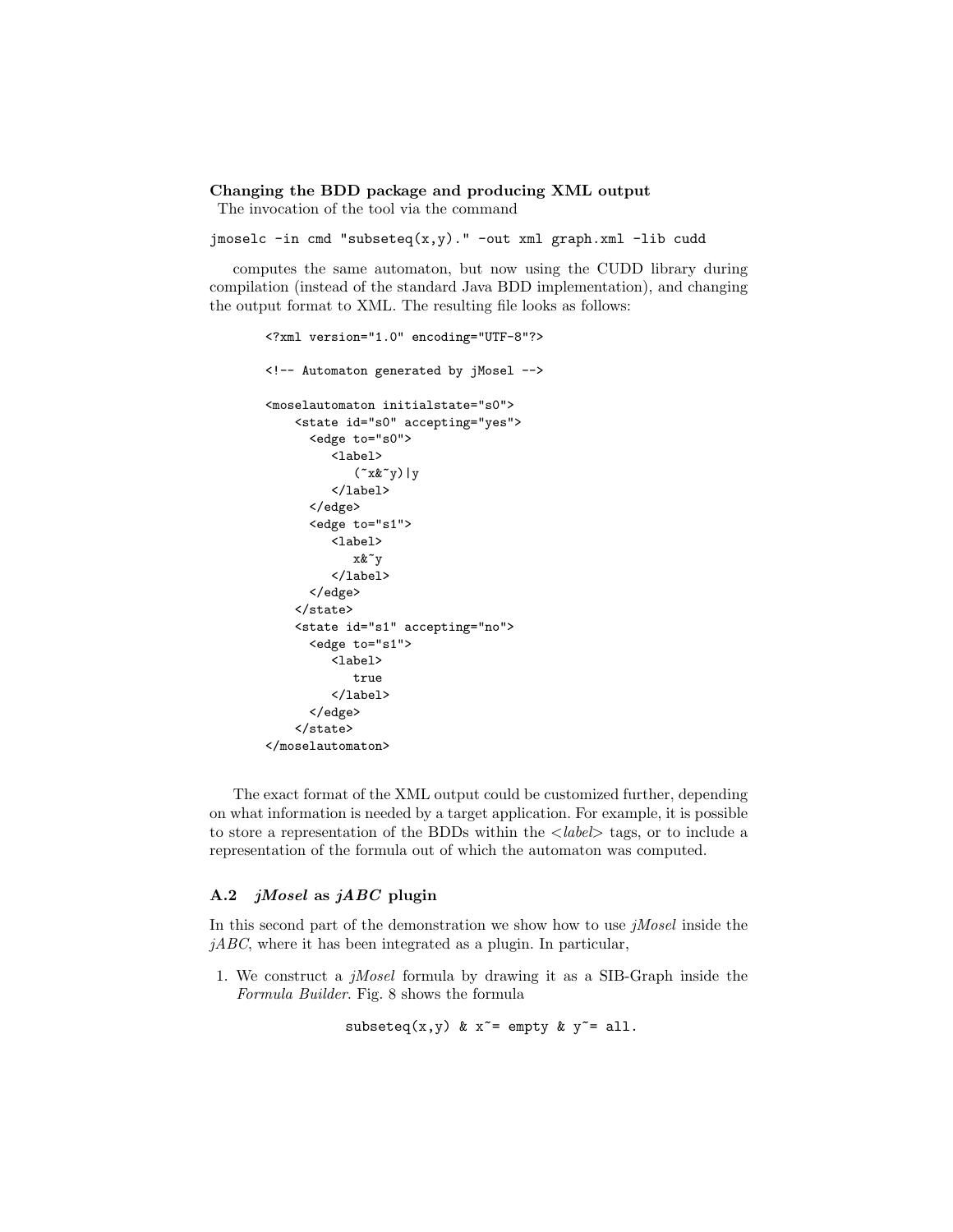**Changing the BDD package and producing XML output**
The invocation of the tool via the command

```
jmoselc -in cmd "subseteq(x,y)." -out xml graph.xml -lib cudd
```

computes the same automaton, but now using the CUDD library during compilation (instead of the standard Java BDD implementation), and changing the output format to XML. The resulting file looks as follows:

```
<?xml version="1.0" encoding="UTF-8"?>

<!-- Automaton generated by jMosel -->

<moselautomaton initialstate="s0">
    <state id="s0" accepting="yes">
      <edge to="s0">
         <label>
            (~x&~y)|y
         </label>
      </edge>
      <edge to="s1">
         <label>
            x&~y
         </label>
      </edge>
    </state>
    <state id="s1" accepting="no">
      <edge to="s1">
         <label>
            true
         </label>
      </edge>
    </state>
</moselautomaton>
```

The exact format of the XML output could be customized further, depending on what information is needed by a target application. For example, it is possible to store a representation of the BDDs within the <*label*> tags, or to include a representation of the formula out of which the automaton was computed.

### A.2 *jMosel* as *jABC* plugin

In this second part of the demonstration we show how to use *jMosel* inside the *jABC*, where it has been integrated as a plugin. In particular,

1. We construct a *jMosel* formula by drawing it as a SIB-Graph inside the *Formula Builder*. Fig. 8 shows the formula

```
subseteq(x,y) & x~= empty & y~= all.
```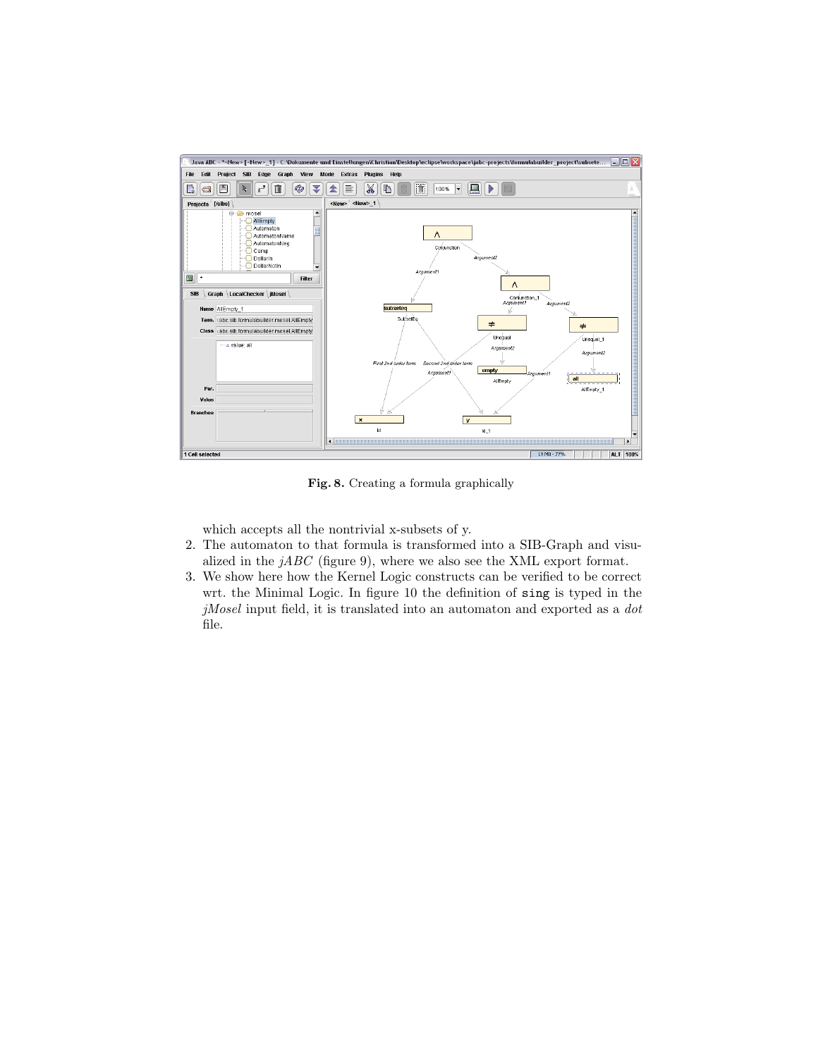**Fig. 8.** Creating a formula graphically

which accepts all the nontrivial x-subsets of y.

2. The automaton to that formula is transformed into a SIB-Graph and visualized in the *jABC* (figure 9), where we also see the XML export format.
3. We show here how the Kernel Logic constructs can be verified to be correct wrt. the Minimal Logic. In figure 10 the definition of `sing` is typed in the *jMosel* input field, it is translated into an automaton and exported as a *dot* file.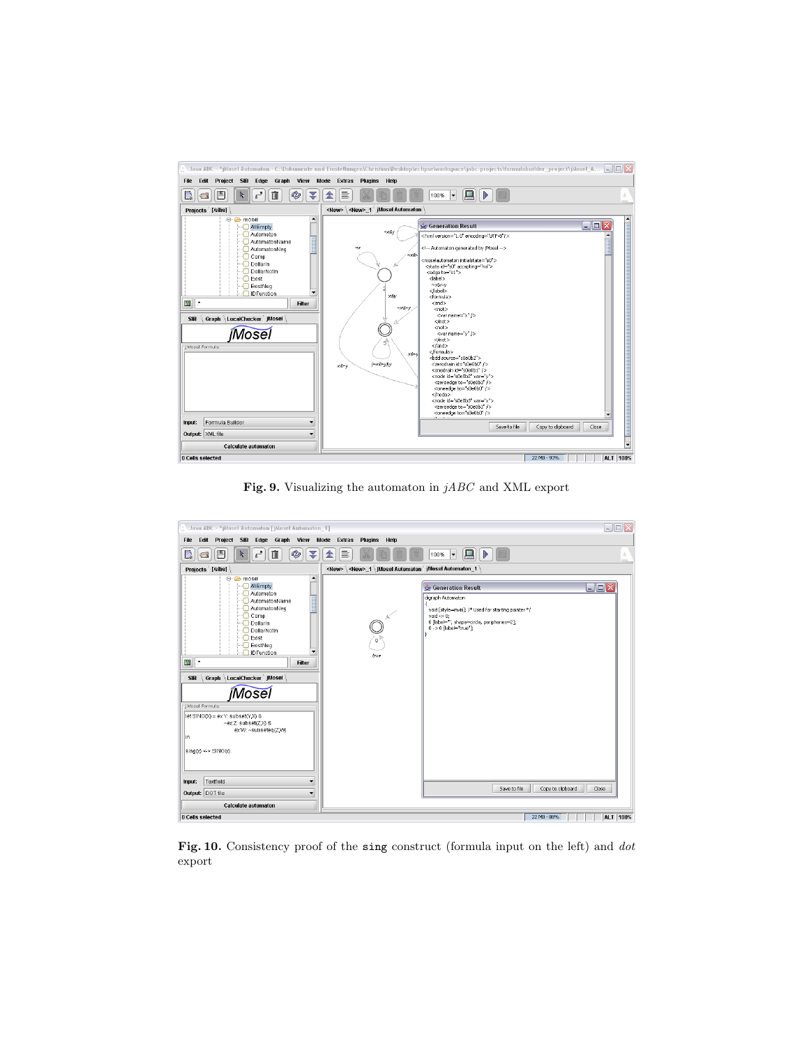**Fig. 9.** Visualizing the automaton in *jABC* and XML export

**Fig. 10.** Consistency proof of the `sing` construct (formula input on the left) and *dot* export